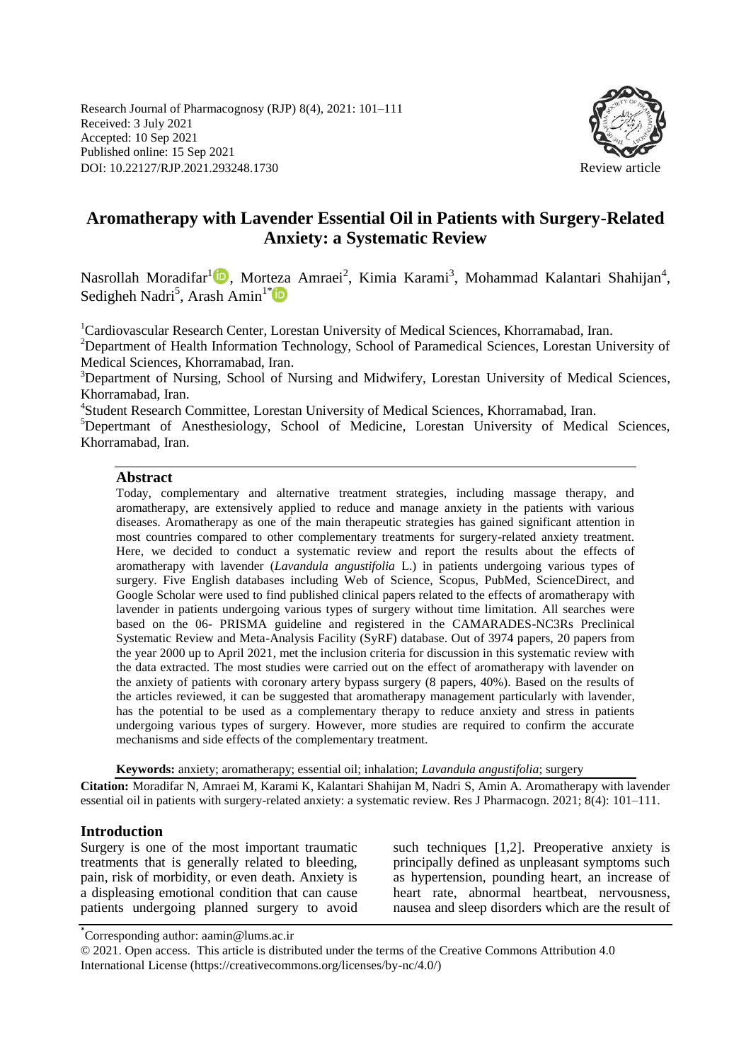Research Journal of Pharmacognosy (RJP) 8(4), 2021: 101–111
Received: 3 July 2021
Accepted: 10 Sep 2021
Published online: 15 Sep 2021
DOI: 10.22127/RJP.2021.293248.1730

Review article

# Aromatherapy with Lavender Essential Oil in Patients with Surgery-Related Anxiety: a Systematic Review

Nasrollah Moradifar[1], Morteza Amraei[2], Kimia Karami[3], Mohammad Kalantari Shahijan[4], Sedigheh Nadri[5], Arash Amin[1*]

[1]Cardiovascular Research Center, Lorestan University of Medical Sciences, Khorramabad, Iran.
[2]Department of Health Information Technology, School of Paramedical Sciences, Lorestan University of Medical Sciences, Khorramabad, Iran.
[3]Department of Nursing, School of Nursing and Midwifery, Lorestan University of Medical Sciences, Khorramabad, Iran.
[4]Student Research Committee, Lorestan University of Medical Sciences, Khorramabad, Iran.
[5]Depertmant of Anesthesiology, School of Medicine, Lorestan University of Medical Sciences, Khorramabad, Iran.

## Abstract

Today, complementary and alternative treatment strategies, including massage therapy, and aromatherapy, are extensively applied to reduce and manage anxiety in the patients with various diseases. Aromatherapy as one of the main therapeutic strategies has gained significant attention in most countries compared to other complementary treatments for surgery-related anxiety treatment. Here, we decided to conduct a systematic review and report the results about the effects of aromatherapy with lavender (*Lavandula angustifolia* L.) in patients undergoing various types of surgery. Five English databases including Web of Science, Scopus, PubMed, ScienceDirect, and Google Scholar were used to find published clinical papers related to the effects of aromatherapy with lavender in patients undergoing various types of surgery without time limitation. All searches were based on the 06- PRISMA guideline and registered in the CAMARADES-NC3Rs Preclinical Systematic Review and Meta-Analysis Facility (SyRF) database. Out of 3974 papers, 20 papers from the year 2000 up to April 2021, met the inclusion criteria for discussion in this systematic review with the data extracted. The most studies were carried out on the effect of aromatherapy with lavender on the anxiety of patients with coronary artery bypass surgery (8 papers, 40%). Based on the results of the articles reviewed, it can be suggested that aromatherapy management particularly with lavender, has the potential to be used as a complementary therapy to reduce anxiety and stress in patients undergoing various types of surgery. However, more studies are required to confirm the accurate mechanisms and side effects of the complementary treatment.

**Keywords:** anxiety; aromatherapy; essential oil; inhalation; *Lavandula angustifolia*; surgery

**Citation:** Moradifar N, Amraei M, Karami K, Kalantari Shahijan M, Nadri S, Amin A. Aromatherapy with lavender essential oil in patients with surgery-related anxiety: a systematic review. Res J Pharmacogn. 2021; 8(4): 101–111.

## Introduction

Surgery is one of the most important traumatic treatments that is generally related to bleeding, pain, risk of morbidity, or even death. Anxiety is a displeasing emotional condition that can cause patients undergoing planned surgery to avoid such techniques [1,2]. Preoperative anxiety is principally defined as unpleasant symptoms such as hypertension, pounding heart, an increase of heart rate, abnormal heartbeat, nervousness, nausea and sleep disorders which are the result of

*Corresponding author: aamin@lums.ac.ir

© 2021. Open access. This article is distributed under the terms of the Creative Commons Attribution 4.0 International License (https://creativecommons.org/licenses/by-nc/4.0/)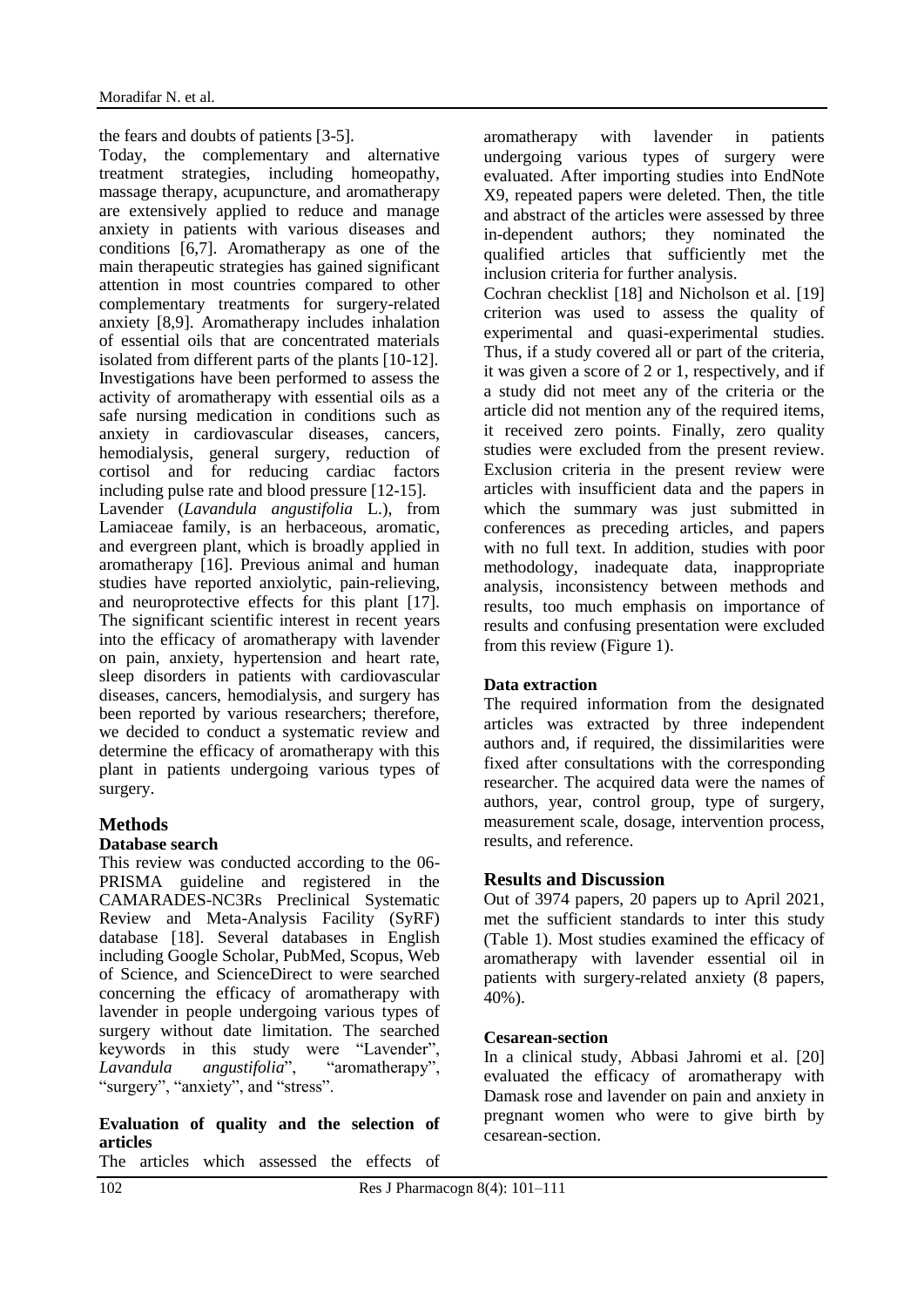the fears and doubts of patients [3-5].

Today, the complementary and alternative treatment strategies, including homeopathy, massage therapy, acupuncture, and aromatherapy are extensively applied to reduce and manage anxiety in patients with various diseases and conditions [6,7]. Aromatherapy as one of the main therapeutic strategies has gained significant attention in most countries compared to other complementary treatments for surgery-related anxiety [8,9]. Aromatherapy includes inhalation of essential oils that are concentrated materials isolated from different parts of the plants [10-12]. Investigations have been performed to assess the activity of aromatherapy with essential oils as a safe nursing medication in conditions such as anxiety in cardiovascular diseases, cancers, hemodialysis, general surgery, reduction of cortisol and for reducing cardiac factors including pulse rate and blood pressure [12-15].

Lavender (*Lavandula angustifolia* L.), from Lamiaceae family, is an herbaceous, aromatic, and evergreen plant, which is broadly applied in aromatherapy [16]. Previous animal and human studies have reported anxiolytic, pain-relieving, and neuroprotective effects for this plant [17]. The significant scientific interest in recent years into the efficacy of aromatherapy with lavender on pain, anxiety, hypertension and heart rate, sleep disorders in patients with cardiovascular diseases, cancers, hemodialysis, and surgery has been reported by various researchers; therefore, we decided to conduct a systematic review and determine the efficacy of aromatherapy with this plant in patients undergoing various types of surgery.

## Methods

### Database search

This review was conducted according to the 06-PRISMA guideline and registered in the CAMARADES-NC3Rs Preclinical Systematic Review and Meta-Analysis Facility (SyRF) database [18]. Several databases in English including Google Scholar, PubMed, Scopus, Web of Science, and ScienceDirect to were searched concerning the efficacy of aromatherapy with lavender in people undergoing various types of surgery without date limitation. The searched keywords in this study were "Lavender", *Lavandula angustifolia*", "aromatherapy", "surgery", "anxiety", and "stress".

### Evaluation of quality and the selection of articles

The articles which assessed the effects of aromatherapy with lavender in patients undergoing various types of surgery were evaluated. After importing studies into EndNote X9, repeated papers were deleted. Then, the title and abstract of the articles were assessed by three in-dependent authors; they nominated the qualified articles that sufficiently met the inclusion criteria for further analysis.

Cochran checklist [18] and Nicholson et al. [19] criterion was used to assess the quality of experimental and quasi-experimental studies. Thus, if a study covered all or part of the criteria, it was given a score of 2 or 1, respectively, and if a study did not meet any of the criteria or the article did not mention any of the required items, it received zero points. Finally, zero quality studies were excluded from the present review. Exclusion criteria in the present review were articles with insufficient data and the papers in which the summary was just submitted in conferences as preceding articles, and papers with no full text. In addition, studies with poor methodology, inadequate data, inappropriate analysis, inconsistency between methods and results, too much emphasis on importance of results and confusing presentation were excluded from this review (Figure 1).

### Data extraction

The required information from the designated articles was extracted by three independent authors and, if required, the dissimilarities were fixed after consultations with the corresponding researcher. The acquired data were the names of authors, year, control group, type of surgery, measurement scale, dosage, intervention process, results, and reference.

## Results and Discussion

Out of 3974 papers, 20 papers up to April 2021, met the sufficient standards to inter this study (Table 1). Most studies examined the efficacy of aromatherapy with lavender essential oil in patients with surgery-related anxiety (8 papers, 40%).

### Cesarean-section

In a clinical study, Abbasi Jahromi et al. [20] evaluated the efficacy of aromatherapy with Damask rose and lavender on pain and anxiety in pregnant women who were to give birth by cesarean-section.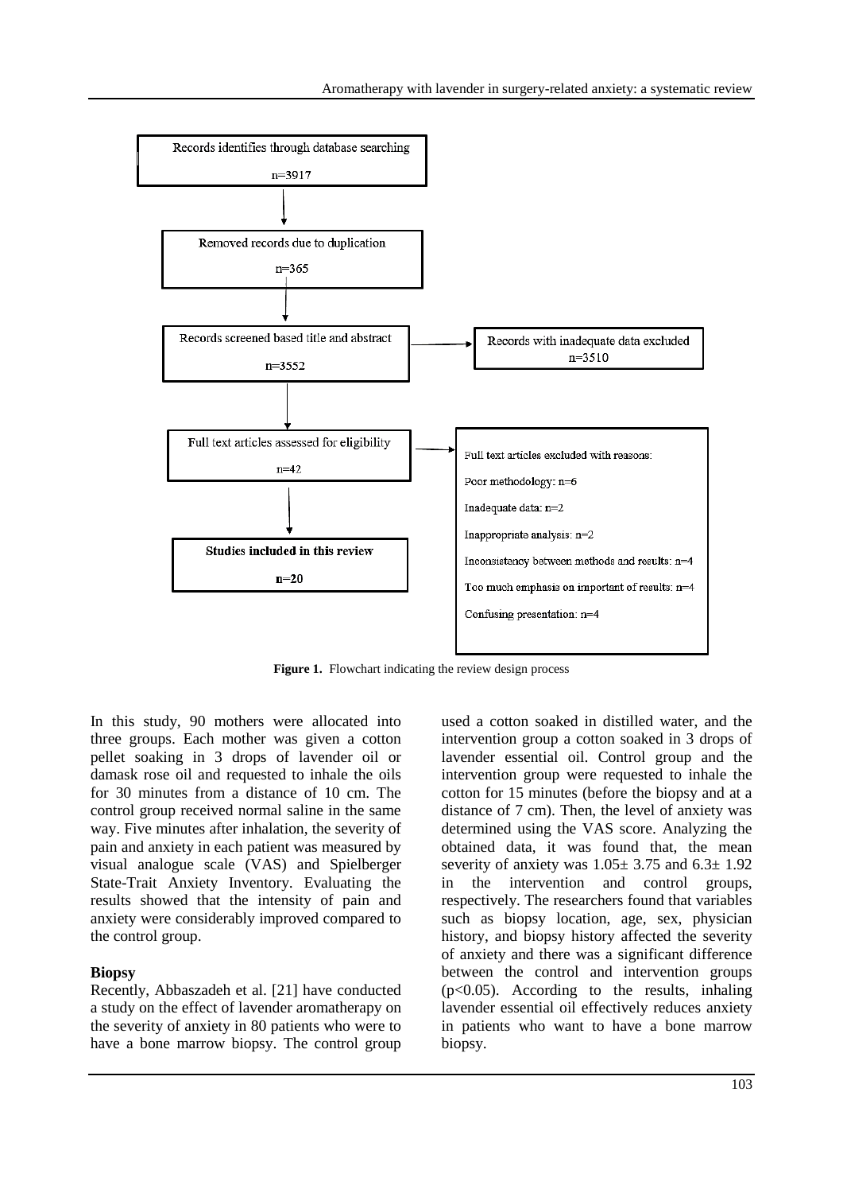Records identifies through database searching

n=3917

↓

Removed records due to duplication

n=365

↓

Records screened based title and abstract

n=3552

→ Records with inadequate data excluded

n=3510

↓

Full text articles assessed for eligibility

n=42

→ Full text articles excluded with reasons:

Poor methodology: n=6

Inadequate data: n=2

Inappropriate analysis: n=2

Inconsistency between methods and results: n=4

Too much emphasis on important of results: n=4

Confusing presentation: n=4

↓

**Studies included in this review**

**n=20**

**Figure 1.** Flowchart indicating the review design process

In this study, 90 mothers were allocated into three groups. Each mother was given a cotton pellet soaking in 3 drops of lavender oil or damask rose oil and requested to inhale the oils for 30 minutes from a distance of 10 cm. The control group received normal saline in the same way. Five minutes after inhalation, the severity of pain and anxiety in each patient was measured by visual analogue scale (VAS) and Spielberger State-Trait Anxiety Inventory. Evaluating the results showed that the intensity of pain and anxiety were considerably improved compared to the control group.

**Biopsy**

Recently, Abbaszadeh et al. [21] have conducted a study on the effect of lavender aromatherapy on the severity of anxiety in 80 patients who were to have a bone marrow biopsy. The control group used a cotton soaked in distilled water, and the intervention group a cotton soaked in 3 drops of lavender essential oil. Control group and the intervention group were requested to inhale the cotton for 15 minutes (before the biopsy and at a distance of 7 cm). Then, the level of anxiety was determined using the VAS score. Analyzing the obtained data, it was found that, the mean severity of anxiety was 1.05± 3.75 and 6.3± 1.92 in the intervention and control groups, respectively. The researchers found that variables such as biopsy location, age, sex, physician history, and biopsy history affected the severity of anxiety and there was a significant difference between the control and intervention groups ($p<0.05$). According to the results, inhaling lavender essential oil effectively reduces anxiety in patients who want to have a bone marrow biopsy.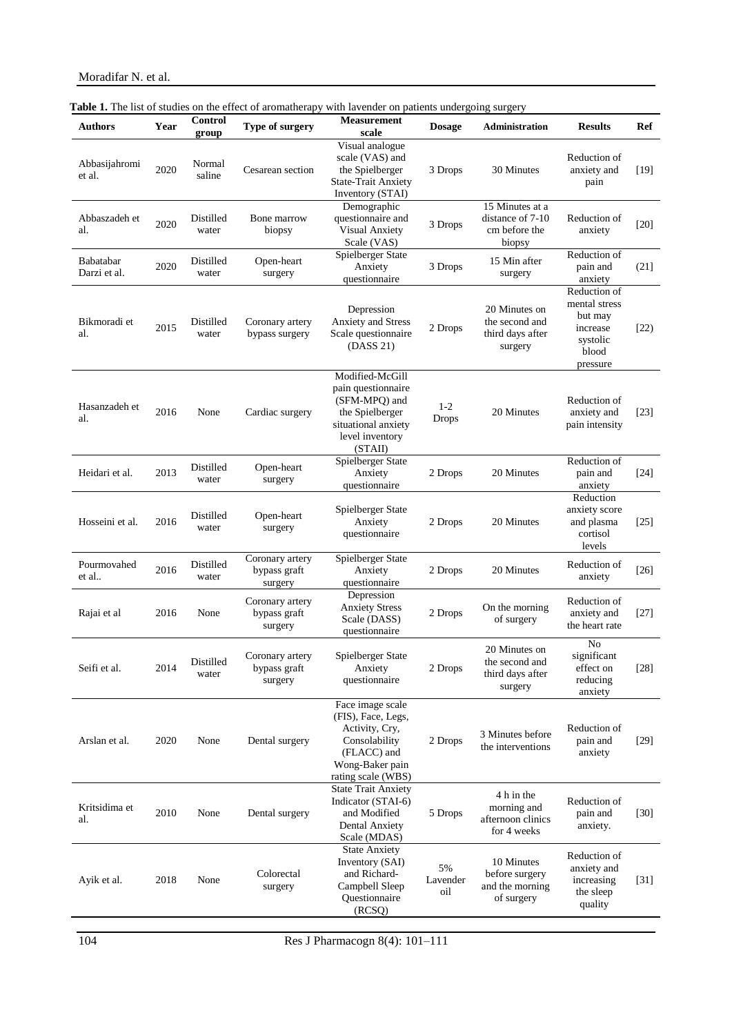**Table 1.** The list of studies on the effect of aromatherapy with lavender on patients undergoing surgery

| Authors | Year | Control group | Type of surgery | Measurement scale | Dosage | Administration | Results | Ref |
|---|---|---|---|---|---|---|---|---|
| Abbasijahromi et al. | 2020 | Normal saline | Cesarean section | Visual analogue scale (VAS) and the Spielberger State-Trait Anxiety Inventory (STAI) | 3 Drops | 30 Minutes | Reduction of anxiety and pain | [19] |
| Abbaszadeh et al. | 2020 | Distilled water | Bone marrow biopsy | Demographic questionnaire and Visual Anxiety Scale (VAS) | 3 Drops | 15 Minutes at a distance of 7-10 cm before the biopsy | Reduction of anxiety | [20] |
| Babatabar Darzi et al. | 2020 | Distilled water | Open-heart surgery | Spielberger State Anxiety questionnaire | 3 Drops | 15 Min after surgery | Reduction of pain and anxiety | (21] |
| Bikmoradi et al. | 2015 | Distilled water | Coronary artery bypass surgery | Depression Anxiety and Stress Scale questionnaire (DASS 21) | 2 Drops | 20 Minutes on the second and third days after surgery | Reduction of mental stress but may increase systolic blood pressure | [22) |
| Hasanzadeh et al. | 2016 | None | Cardiac surgery | Modified-McGill pain questionnaire (SFM-MPQ) and the Spielberger situational anxiety level inventory (STAII) | 1-2 Drops | 20 Minutes | Reduction of anxiety and pain intensity | [23] |
| Heidari et al. | 2013 | Distilled water | Open-heart surgery | Spielberger State Anxiety questionnaire | 2 Drops | 20 Minutes | Reduction of pain and anxiety | [24] |
| Hosseini et al. | 2016 | Distilled water | Open-heart surgery | Spielberger State Anxiety questionnaire | 2 Drops | 20 Minutes | Reduction anxiety score and plasma cortisol levels | [25] |
| Pourmovahed et al.. | 2016 | Distilled water | Coronary artery bypass graft surgery | Spielberger State Anxiety questionnaire | 2 Drops | 20 Minutes | Reduction of anxiety | [26] |
| Rajai et al | 2016 | None | Coronary artery bypass graft surgery | Depression Anxiety Stress Scale (DASS) questionnaire | 2 Drops | On the morning of surgery | Reduction of anxiety and the heart rate | [27] |
| Seifi et al. | 2014 | Distilled water | Coronary artery bypass graft surgery | Spielberger State Anxiety questionnaire | 2 Drops | 20 Minutes on the second and third days after surgery | No significant effect on reducing anxiety | [28] |
| Arslan et al. | 2020 | None | Dental surgery | Face image scale (FIS), Face, Legs, Activity, Cry, Consolability (FLACC) and Wong-Baker pain rating scale (WBS) | 2 Drops | 3 Minutes before the interventions | Reduction of pain and anxiety | [29] |
| Kritsidima et al. | 2010 | None | Dental surgery | State Trait Anxiety Indicator (STAI-6) and Modified Dental Anxiety Scale (MDAS) | 5 Drops | 4 h in the morning and afternoon clinics for 4 weeks | Reduction of pain and anxiety. | [30] |
| Ayik et al. | 2018 | None | Colorectal surgery | State Anxiety Inventory (SAI) and Richard-Campbell Sleep Questionnaire (RCSQ) | 5% Lavender oil | 10 Minutes before surgery and the morning of surgery | Reduction of anxiety and increasing the sleep quality | [31] |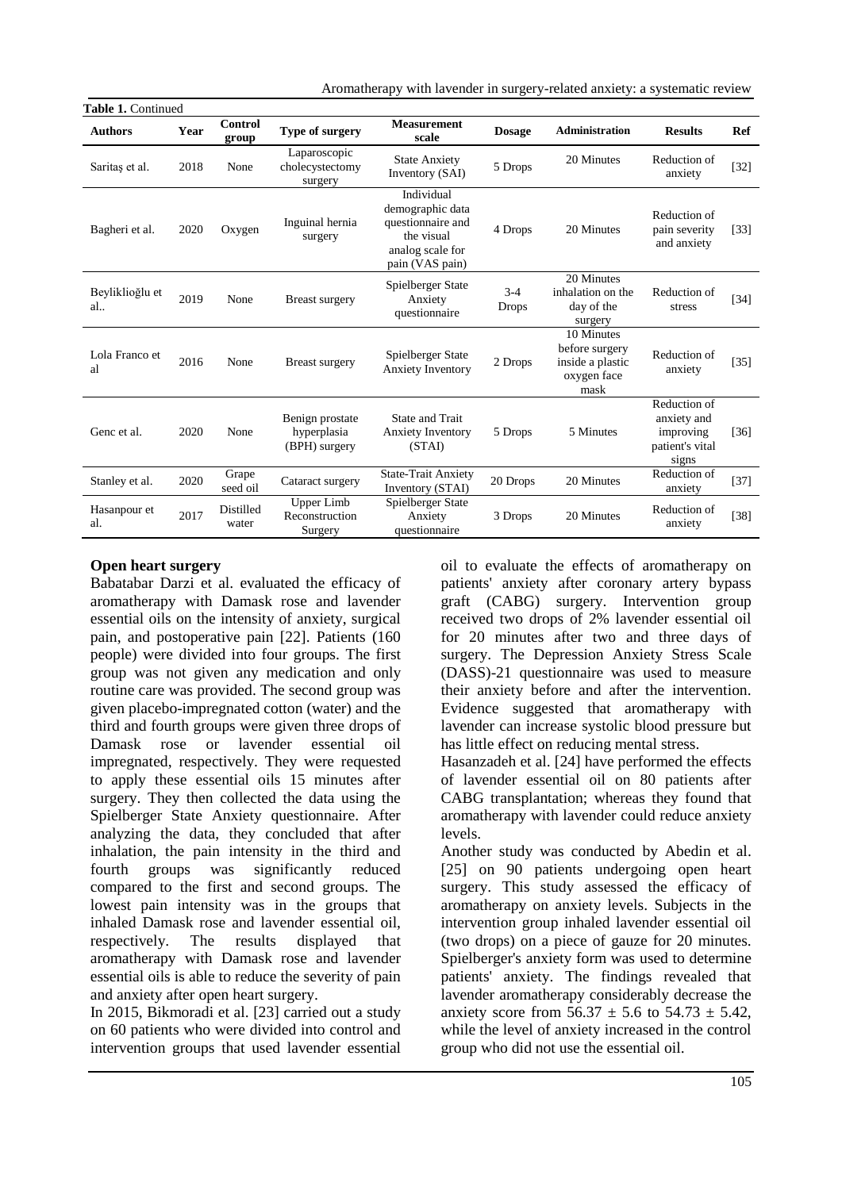**Table 1.** Continued

| Authors | Year | Control group | Type of surgery | Measurement scale | Dosage | Administration | Results | Ref |
|---|---|---|---|---|---|---|---|---|
| Saritaş et al. | 2018 | None | Laparoscopic cholecystectomy surgery | State Anxiety Inventory (SAI) | 5 Drops | 20 Minutes | Reduction of anxiety | [32] |
| Bagheri et al. | 2020 | Oxygen | Inguinal hernia surgery | Individual demographic data questionnaire and the visual analog scale for pain (VAS pain) | 4 Drops | 20 Minutes | Reduction of pain severity and anxiety | [33] |
| Beyliklioğlu et al.. | 2019 | None | Breast surgery | Spielberger State Anxiety questionnaire | 3-4 Drops | 20 Minutes inhalation on the day of the surgery | Reduction of stress | [34] |
| Lola Franco et al | 2016 | None | Breast surgery | Spielberger State Anxiety Inventory | 2 Drops | 10 Minutes before surgery inside a plastic oxygen face mask | Reduction of anxiety | [35] |
| Genc et al. | 2020 | None | Benign prostate hyperplasia (BPH) surgery | State and Trait Anxiety Inventory (STAI) | 5 Drops | 5 Minutes | Reduction of anxiety and improving patient's vital signs | [36] |
| Stanley et al. | 2020 | Grape seed oil | Cataract surgery | State-Trait Anxiety Inventory (STAI) | 20 Drops | 20 Minutes | Reduction of anxiety | [37] |
| Hasanpour et al. | 2017 | Distilled water | Upper Limb Reconstruction Surgery | Spielberger State Anxiety questionnaire | 3 Drops | 20 Minutes | Reduction of anxiety | [38] |

**Open heart surgery**

Babatabar Darzi et al. evaluated the efficacy of aromatherapy with Damask rose and lavender essential oils on the intensity of anxiety, surgical pain, and postoperative pain [22]. Patients (160 people) were divided into four groups. The first group was not given any medication and only routine care was provided. The second group was given placebo-impregnated cotton (water) and the third and fourth groups were given three drops of Damask rose or lavender essential oil impregnated, respectively. They were requested to apply these essential oils 15 minutes after surgery. They then collected the data using the Spielberger State Anxiety questionnaire. After analyzing the data, they concluded that after inhalation, the pain intensity in the third and fourth groups was significantly reduced compared to the first and second groups. The lowest pain intensity was in the groups that inhaled Damask rose and lavender essential oil, respectively. The results displayed that aromatherapy with Damask rose and lavender essential oils is able to reduce the severity of pain and anxiety after open heart surgery.

In 2015, Bikmoradi et al. [23] carried out a study on 60 patients who were divided into control and intervention groups that used lavender essential oil to evaluate the effects of aromatherapy on patients' anxiety after coronary artery bypass graft (CABG) surgery. Intervention group received two drops of 2% lavender essential oil for 20 minutes after two and three days of surgery. The Depression Anxiety Stress Scale (DASS)-21 questionnaire was used to measure their anxiety before and after the intervention. Evidence suggested that aromatherapy with lavender can increase systolic blood pressure but has little effect on reducing mental stress.

Hasanzadeh et al. [24] have performed the effects of lavender essential oil on 80 patients after CABG transplantation; whereas they found that aromatherapy with lavender could reduce anxiety levels.

Another study was conducted by Abedin et al. [25] on 90 patients undergoing open heart surgery. This study assessed the efficacy of aromatherapy on anxiety levels. Subjects in the intervention group inhaled lavender essential oil (two drops) on a piece of gauze for 20 minutes. Spielberger's anxiety form was used to determine patients' anxiety. The findings revealed that lavender aromatherapy considerably decrease the anxiety score from $56.37 \pm 5.6$ to $54.73 \pm 5.42$, while the level of anxiety increased in the control group who did not use the essential oil.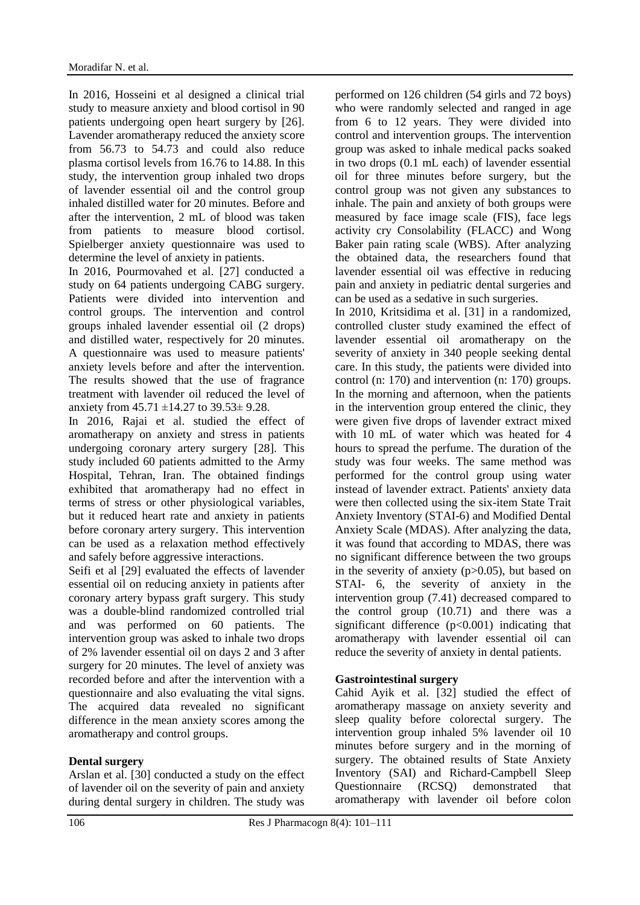In 2016, Hosseini et al designed a clinical trial study to measure anxiety and blood cortisol in 90 patients undergoing open heart surgery by [26]. Lavender aromatherapy reduced the anxiety score from 56.73 to 54.73 and could also reduce plasma cortisol levels from 16.76 to 14.88. In this study, the intervention group inhaled two drops of lavender essential oil and the control group inhaled distilled water for 20 minutes. Before and after the intervention, 2 mL of blood was taken from patients to measure blood cortisol. Spielberger anxiety questionnaire was used to determine the level of anxiety in patients.

In 2016, Pourmovahed et al. [27] conducted a study on 64 patients undergoing CABG surgery. Patients were divided into intervention and control groups. The intervention and control groups inhaled lavender essential oil (2 drops) and distilled water, respectively for 20 minutes. A questionnaire was used to measure patients' anxiety levels before and after the intervention. The results showed that the use of fragrance treatment with lavender oil reduced the level of anxiety from $45.71 \pm 14.27$ to $39.53 \pm 9.28$.

In 2016, Rajai et al. studied the effect of aromatherapy on anxiety and stress in patients undergoing coronary artery surgery [28]. This study included 60 patients admitted to the Army Hospital, Tehran, Iran. The obtained findings exhibited that aromatherapy had no effect in terms of stress or other physiological variables, but it reduced heart rate and anxiety in patients before coronary artery surgery. This intervention can be used as a relaxation method effectively and safely before aggressive interactions.

Seifi et al [29] evaluated the effects of lavender essential oil on reducing anxiety in patients after coronary artery bypass graft surgery. This study was a double-blind randomized controlled trial and was performed on 60 patients. The intervention group was asked to inhale two drops of 2% lavender essential oil on days 2 and 3 after surgery for 20 minutes. The level of anxiety was recorded before and after the intervention with a questionnaire and also evaluating the vital signs. The acquired data revealed no significant difference in the mean anxiety scores among the aromatherapy and control groups.

**Dental surgery**

Arslan et al. [30] conducted a study on the effect of lavender oil on the severity of pain and anxiety during dental surgery in children. The study was performed on 126 children (54 girls and 72 boys) who were randomly selected and ranged in age from 6 to 12 years. They were divided into control and intervention groups. The intervention group was asked to inhale medical packs soaked in two drops (0.1 mL each) of lavender essential oil for three minutes before surgery, but the control group was not given any substances to inhale. The pain and anxiety of both groups were measured by face image scale (FIS), face legs activity cry Consolability (FLACC) and Wong Baker pain rating scale (WBS). After analyzing the obtained data, the researchers found that lavender essential oil was effective in reducing pain and anxiety in pediatric dental surgeries and can be used as a sedative in such surgeries.

In 2010, Kritsidima et al. [31] in a randomized, controlled cluster study examined the effect of lavender essential oil aromatherapy on the severity of anxiety in 340 people seeking dental care. In this study, the patients were divided into control (n: 170) and intervention (n: 170) groups. In the morning and afternoon, when the patients in the intervention group entered the clinic, they were given five drops of lavender extract mixed with 10 mL of water which was heated for 4 hours to spread the perfume. The duration of the study was four weeks. The same method was performed for the control group using water instead of lavender extract. Patients' anxiety data were then collected using the six-item State Trait Anxiety Inventory (STAI-6) and Modified Dental Anxiety Scale (MDAS). After analyzing the data, it was found that according to MDAS, there was no significant difference between the two groups in the severity of anxiety ($p>0.05$), but based on STAI- 6, the severity of anxiety in the intervention group (7.41) decreased compared to the control group (10.71) and there was a significant difference ($p<0.001$) indicating that aromatherapy with lavender essential oil can reduce the severity of anxiety in dental patients.

**Gastrointestinal surgery**

Cahid Ayik et al. [32] studied the effect of aromatherapy massage on anxiety severity and sleep quality before colorectal surgery. The intervention group inhaled 5% lavender oil 10 minutes before surgery and in the morning of surgery. The obtained results of State Anxiety Inventory (SAI) and Richard-Campbell Sleep Questionnaire (RCSQ) demonstrated that aromatherapy with lavender oil before colon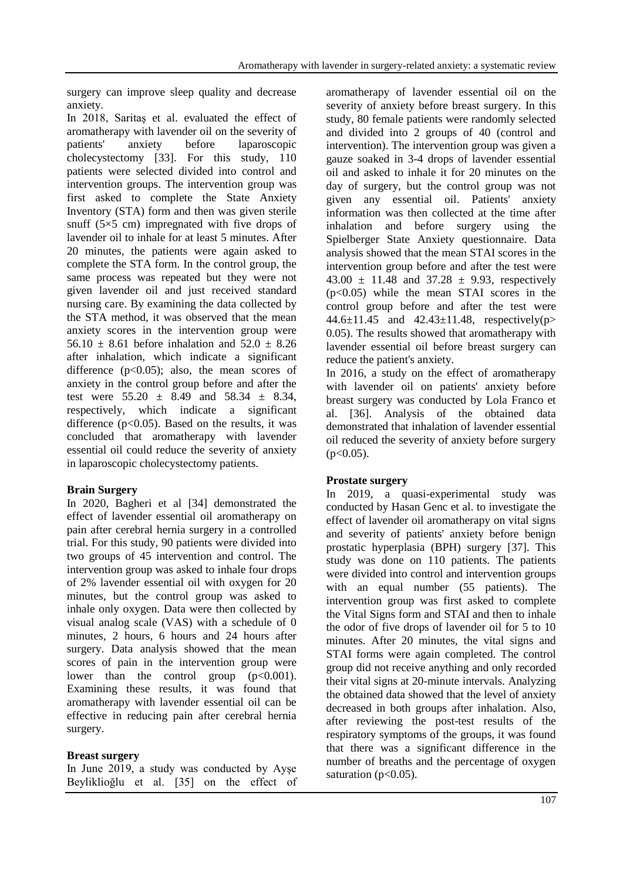surgery can improve sleep quality and decrease anxiety.

In 2018, Saritaş et al. evaluated the effect of aromatherapy with lavender oil on the severity of patients' anxiety before laparoscopic cholecystectomy [33]. For this study, 110 patients were selected divided into control and intervention groups. The intervention group was first asked to complete the State Anxiety Inventory (STA) form and then was given sterile snuff (5×5 cm) impregnated with five drops of lavender oil to inhale for at least 5 minutes. After 20 minutes, the patients were again asked to complete the STA form. In the control group, the same process was repeated but they were not given lavender oil and just received standard nursing care. By examining the data collected by the STA method, it was observed that the mean anxiety scores in the intervention group were $56.10 \pm 8.61$ before inhalation and $52.0 \pm 8.26$ after inhalation, which indicate a significant difference ($p<0.05$); also, the mean scores of anxiety in the control group before and after the test were $55.20 \pm 8.49$ and $58.34 \pm 8.34$, respectively, which indicate a significant difference ($p<0.05$). Based on the results, it was concluded that aromatherapy with lavender essential oil could reduce the severity of anxiety in laparoscopic cholecystectomy patients.

**Brain Surgery**

In 2020, Bagheri et al [34] demonstrated the effect of lavender essential oil aromatherapy on pain after cerebral hernia surgery in a controlled trial. For this study, 90 patients were divided into two groups of 45 intervention and control. The intervention group was asked to inhale four drops of 2% lavender essential oil with oxygen for 20 minutes, but the control group was asked to inhale only oxygen. Data were then collected by visual analog scale (VAS) with a schedule of 0 minutes, 2 hours, 6 hours and 24 hours after surgery. Data analysis showed that the mean scores of pain in the intervention group were lower than the control group ($p<0.001$). Examining these results, it was found that aromatherapy with lavender essential oil can be effective in reducing pain after cerebral hernia surgery.

**Breast surgery**

In June 2019, a study was conducted by Ayşe Beyliklioğlu et al. [35] on the effect of aromatherapy of lavender essential oil on the severity of anxiety before breast surgery. In this study, 80 female patients were randomly selected and divided into 2 groups of 40 (control and intervention). The intervention group was given a gauze soaked in 3-4 drops of lavender essential oil and asked to inhale it for 20 minutes on the day of surgery, but the control group was not given any essential oil. Patients' anxiety information was then collected at the time after inhalation and before surgery using the Spielberger State Anxiety questionnaire. Data analysis showed that the mean STAI scores in the intervention group before and after the test were $43.00 \pm 11.48$ and $37.28 \pm 9.93$, respectively ($p<0.05$) while the mean STAI scores in the control group before and after the test were $44.6 \pm 11.45$ and $42.43 \pm 11.48$, respectively($p> 0.05$). The results showed that aromatherapy with lavender essential oil before breast surgery can reduce the patient's anxiety.

In 2016, a study on the effect of aromatherapy with lavender oil on patients' anxiety before breast surgery was conducted by Lola Franco et al. [36]. Analysis of the obtained data demonstrated that inhalation of lavender essential oil reduced the severity of anxiety before surgery ($p<0.05$).

**Prostate surgery**

In 2019, a quasi-experimental study was conducted by Hasan Genc et al. to investigate the effect of lavender oil aromatherapy on vital signs and severity of patients' anxiety before benign prostatic hyperplasia (BPH) surgery [37]. This study was done on 110 patients. The patients were divided into control and intervention groups with an equal number (55 patients). The intervention group was first asked to complete the Vital Signs form and STAI and then to inhale the odor of five drops of lavender oil for 5 to 10 minutes. After 20 minutes, the vital signs and STAI forms were again completed. The control group did not receive anything and only recorded their vital signs at 20-minute intervals. Analyzing the obtained data showed that the level of anxiety decreased in both groups after inhalation. Also, after reviewing the post-test results of the respiratory symptoms of the groups, it was found that there was a significant difference in the number of breaths and the percentage of oxygen saturation ($p<0.05$).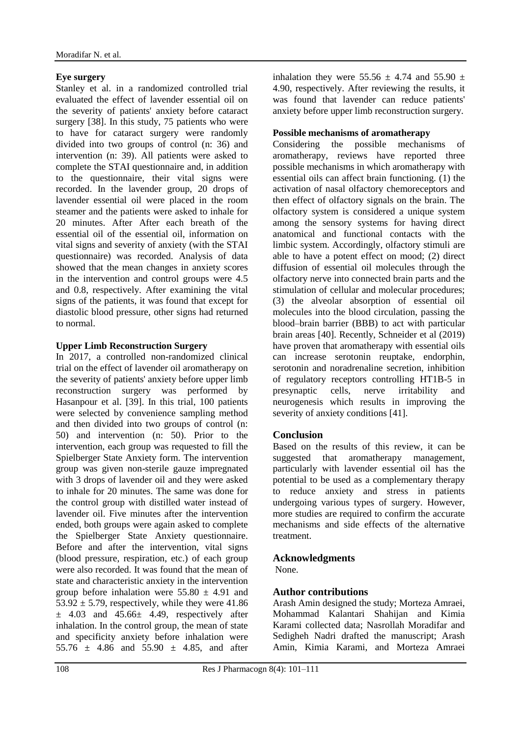### Eye surgery

Stanley et al. in a randomized controlled trial evaluated the effect of lavender essential oil on the severity of patients' anxiety before cataract surgery [38]. In this study, 75 patients who were to have for cataract surgery were randomly divided into two groups of control (n: 36) and intervention (n: 39). All patients were asked to complete the STAI questionnaire and, in addition to the questionnaire, their vital signs were recorded. In the lavender group, 20 drops of lavender essential oil were placed in the room steamer and the patients were asked to inhale for 20 minutes. After After each breath of the essential oil of the essential oil, information on vital signs and severity of anxiety (with the STAI questionnaire) was recorded. Analysis of data showed that the mean changes in anxiety scores in the intervention and control groups were 4.5 and 0.8, respectively. After examining the vital signs of the patients, it was found that except for diastolic blood pressure, other signs had returned to normal.

### Upper Limb Reconstruction Surgery

In 2017, a controlled non-randomized clinical trial on the effect of lavender oil aromatherapy on the severity of patients' anxiety before upper limb reconstruction surgery was performed by Hasanpour et al. [39]. In this trial, 100 patients were selected by convenience sampling method and then divided into two groups of control (n: 50) and intervention (n: 50). Prior to the intervention, each group was requested to fill the Spielberger State Anxiety form. The intervention group was given non-sterile gauze impregnated with 3 drops of lavender oil and they were asked to inhale for 20 minutes. The same was done for the control group with distilled water instead of lavender oil. Five minutes after the intervention ended, both groups were again asked to complete the Spielberger State Anxiety questionnaire. Before and after the intervention, vital signs (blood pressure, respiration, etc.) of each group were also recorded. It was found that the mean of state and characteristic anxiety in the intervention group before inhalation were $55.80 \pm 4.91$ and $53.92 \pm 5.79$, respectively, while they were $41.86 \pm 4.03$ and $45.66 \pm 4.49$, respectively after inhalation. In the control group, the mean of state and specificity anxiety before inhalation were $55.76 \pm 4.86$ and $55.90 \pm 4.85$, and after inhalation they were $55.56 \pm 4.74$ and $55.90 \pm 4.90$, respectively. After reviewing the results, it was found that lavender can reduce patients' anxiety before upper limb reconstruction surgery.

### Possible mechanisms of aromatherapy

Considering the possible mechanisms of aromatherapy, reviews have reported three possible mechanisms in which aromatherapy with essential oils can affect brain functioning. (1) the activation of nasal olfactory chemoreceptors and then effect of olfactory signals on the brain. The olfactory system is considered a unique system among the sensory systems for having direct anatomical and functional contacts with the limbic system. Accordingly, olfactory stimuli are able to have a potent effect on mood; (2) direct diffusion of essential oil molecules through the olfactory nerve into connected brain parts and the stimulation of cellular and molecular procedures; (3) the alveolar absorption of essential oil molecules into the blood circulation, passing the blood–brain barrier (BBB) to act with particular brain areas [40]. Recently, Schneider et al (2019) have proven that aromatherapy with essential oils can increase serotonin reuptake, endorphin, serotonin and noradrenaline secretion, inhibition of regulatory receptors controlling HT1B-5 in presynaptic cells, nerve irritability and neurogenesis which results in improving the severity of anxiety conditions [41].

## Conclusion

Based on the results of this review, it can be suggested that aromatherapy management, particularly with lavender essential oil has the potential to be used as a complementary therapy to reduce anxiety and stress in patients undergoing various types of surgery. However, more studies are required to confirm the accurate mechanisms and side effects of the alternative treatment.

## Acknowledgments

None.

## Author contributions

Arash Amin designed the study; Morteza Amraei, Mohammad Kalantari Shahijan and Kimia Karami collected data; Nasrollah Moradifar and Sedigheh Nadri drafted the manuscript; Arash Amin, Kimia Karami, and Morteza Amraei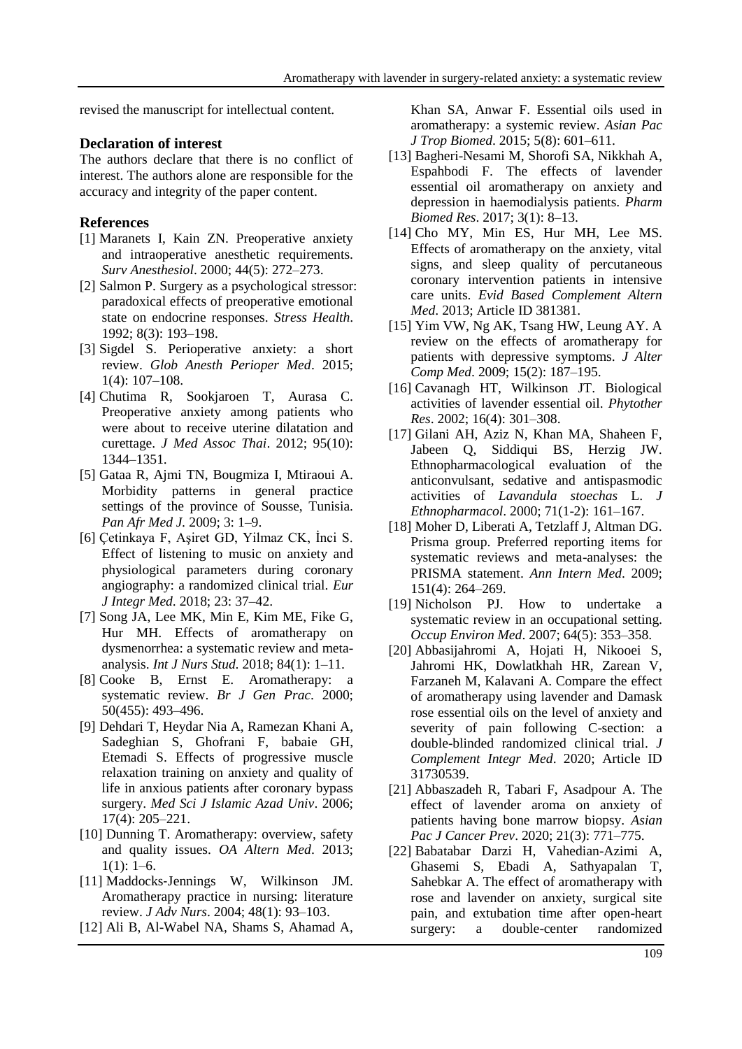revised the manuscript for intellectual content.

## Declaration of interest

The authors declare that there is no conflict of interest. The authors alone are responsible for the accuracy and integrity of the paper content.

## References

[1] Maranets I, Kain ZN. Preoperative anxiety and intraoperative anesthetic requirements. *Surv Anesthesiol*. 2000; 44(5): 272–273.

[2] Salmon P. Surgery as a psychological stressor: paradoxical effects of preoperative emotional state on endocrine responses. *Stress Health*. 1992; 8(3): 193–198.

[3] Sigdel S. Perioperative anxiety: a short review. *Glob Anesth Perioper Med*. 2015; 1(4): 107–108.

[4] Chutima R, Sookjaroen T, Aurasa C. Preoperative anxiety among patients who were about to receive uterine dilatation and curettage. *J Med Assoc Thai*. 2012; 95(10): 1344–1351.

[5] Gataa R, Ajmi TN, Bougmiza I, Mtiraoui A. Morbidity patterns in general practice settings of the province of Sousse, Tunisia. *Pan Afr Med J*. 2009; 3: 1–9.

[6] Çetinkaya F, Aşiret GD, Yilmaz CK, İnci S. Effect of listening to music on anxiety and physiological parameters during coronary angiography: a randomized clinical trial. *Eur J Integr Med*. 2018; 23: 37–42.

[7] Song JA, Lee MK, Min E, Kim ME, Fike G, Hur MH. Effects of aromatherapy on dysmenorrhea: a systematic review and meta-analysis. *Int J Nurs Stud*. 2018; 84(1): 1–11.

[8] Cooke B, Ernst E. Aromatherapy: a systematic review. *Br J Gen Prac*. 2000; 50(455): 493–496.

[9] Dehdari T, Heydar Nia A, Ramezan Khani A, Sadeghian S, Ghofrani F, babaie GH, Etemadi S. Effects of progressive muscle relaxation training on anxiety and quality of life in anxious patients after coronary bypass surgery. *Med Sci J Islamic Azad Univ*. 2006; 17(4): 205–221.

[10] Dunning T. Aromatherapy: overview, safety and quality issues. *OA Altern Med*. 2013; 1(1): 1–6.

[11] Maddocks-Jennings W, Wilkinson JM. Aromatherapy practice in nursing: literature review. *J Adv Nurs*. 2004; 48(1): 93–103.

[12] Ali B, Al-Wabel NA, Shams S, Ahamad A, Khan SA, Anwar F. Essential oils used in aromatherapy: a systemic review. *Asian Pac J Trop Biomed*. 2015; 5(8): 601–611.

[13] Bagheri-Nesami M, Shorofi SA, Nikkhah A, Espahbodi F. The effects of lavender essential oil aromatherapy on anxiety and depression in haemodialysis patients. *Pharm Biomed Res*. 2017; 3(1): 8–13.

[14] Cho MY, Min ES, Hur MH, Lee MS. Effects of aromatherapy on the anxiety, vital signs, and sleep quality of percutaneous coronary intervention patients in intensive care units. *Evid Based Complement Altern Med*. 2013; Article ID 381381.

[15] Yim VW, Ng AK, Tsang HW, Leung AY. A review on the effects of aromatherapy for patients with depressive symptoms. *J Alter Comp Med*. 2009; 15(2): 187–195.

[16] Cavanagh HT, Wilkinson JT. Biological activities of lavender essential oil. *Phytother Res*. 2002; 16(4): 301–308.

[17] Gilani AH, Aziz N, Khan MA, Shaheen F, Jabeen Q, Siddiqui BS, Herzig JW. Ethnopharmacological evaluation of the anticonvulsant, sedative and antispasmodic activities of *Lavandula stoechas* L. *J Ethnopharmacol*. 2000; 71(1-2): 161–167.

[18] Moher D, Liberati A, Tetzlaff J, Altman DG. Prisma group. Preferred reporting items for systematic reviews and meta-analyses: the PRISMA statement. *Ann Intern Med*. 2009; 151(4): 264–269.

[19] Nicholson PJ. How to undertake a systematic review in an occupational setting. *Occup Environ Med*. 2007; 64(5): 353–358.

[20] Abbasijahromi A, Hojati H, Nikooei S, Jahromi HK, Dowlatkhah HR, Zarean V, Farzaneh M, Kalavani A. Compare the effect of aromatherapy using lavender and Damask rose essential oils on the level of anxiety and severity of pain following C-section: a double-blinded randomized clinical trial. *J Complement Integr Med*. 2020; Article ID 31730539.

[21] Abbaszadeh R, Tabari F, Asadpour A. The effect of lavender aroma on anxiety of patients having bone marrow biopsy. *Asian Pac J Cancer Prev*. 2020; 21(3): 771–775.

[22] Babatabar Darzi H, Vahedian-Azimi A, Ghasemi S, Ebadi A, Sathyapalan T, Sahebkar A. The effect of aromatherapy with rose and lavender on anxiety, surgical site pain, and extubation time after open-heart surgery: a double-center randomized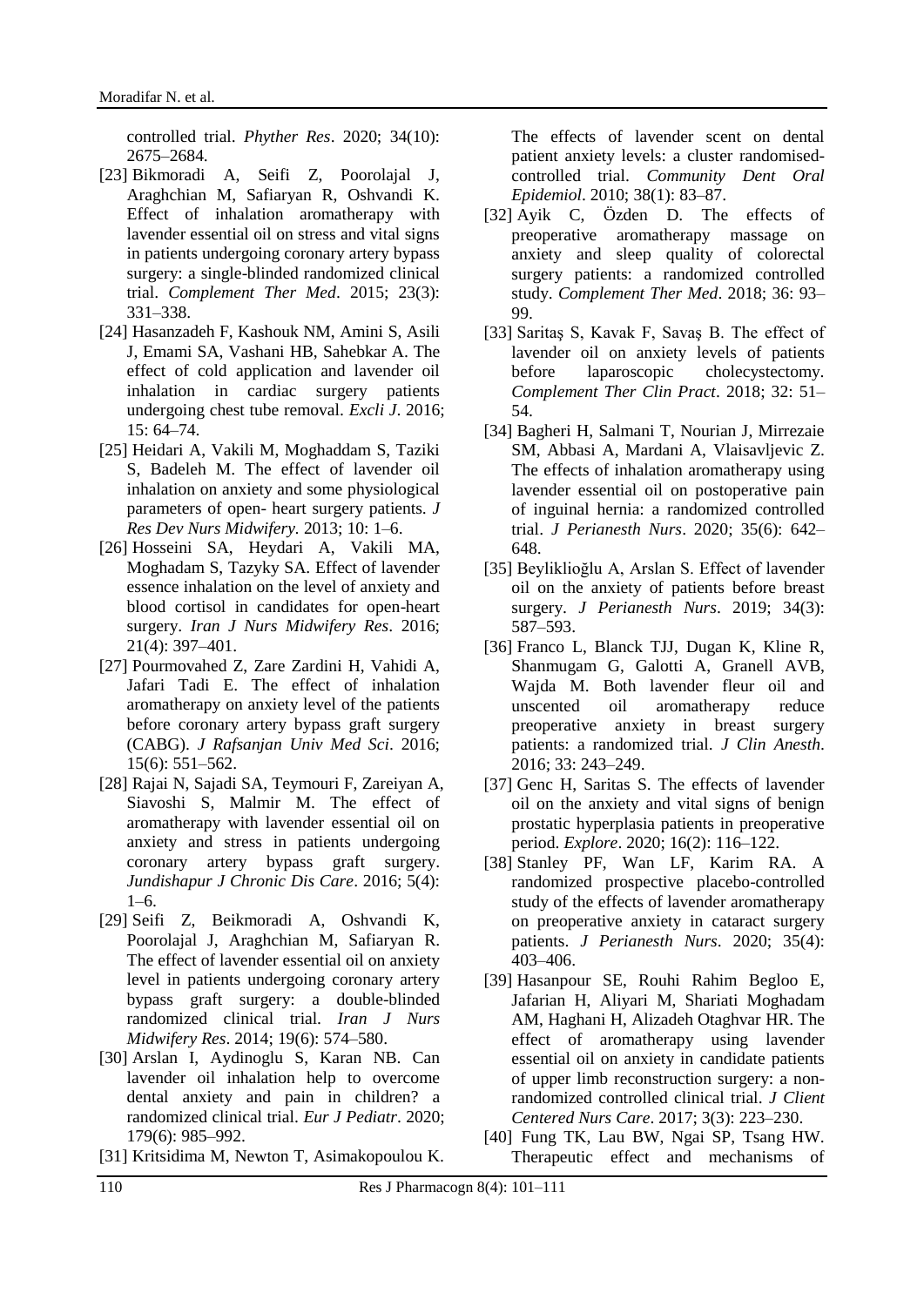controlled trial. *Phyther Res*. 2020; 34(10): 2675–2684.

[23] Bikmoradi A, Seifi Z, Poorolajal J, Araghchian M, Safiaryan R, Oshvandi K. Effect of inhalation aromatherapy with lavender essential oil on stress and vital signs in patients undergoing coronary artery bypass surgery: a single-blinded randomized clinical trial. *Complement Ther Med*. 2015; 23(3): 331–338.

[24] Hasanzadeh F, Kashouk NM, Amini S, Asili J, Emami SA, Vashani HB, Sahebkar A. The effect of cold application and lavender oil inhalation in cardiac surgery patients undergoing chest tube removal. *Excli J*. 2016; 15: 64–74.

[25] Heidari A, Vakili M, Moghaddam S, Taziki S, Badeleh M. The effect of lavender oil inhalation on anxiety and some physiological parameters of open- heart surgery patients. *J Res Dev Nurs Midwifery*. 2013; 10: 1–6.

[26] Hosseini SA, Heydari A, Vakili MA, Moghadam S, Tazyky SA. Effect of lavender essence inhalation on the level of anxiety and blood cortisol in candidates for open-heart surgery. *Iran J Nurs Midwifery Res*. 2016; 21(4): 397–401.

[27] Pourmovahed Z, Zare Zardini H, Vahidi A, Jafari Tadi E. The effect of inhalation aromatherapy on anxiety level of the patients before coronary artery bypass graft surgery (CABG). *J Rafsanjan Univ Med Sci*. 2016; 15(6): 551–562.

[28] Rajai N, Sajadi SA, Teymouri F, Zareiyan A, Siavoshi S, Malmir M. The effect of aromatherapy with lavender essential oil on anxiety and stress in patients undergoing coronary artery bypass graft surgery. *Jundishapur J Chronic Dis Care*. 2016; 5(4): 1–6.

[29] Seifi Z, Beikmoradi A, Oshvandi K, Poorolajal J, Araghchian M, Safiaryan R. The effect of lavender essential oil on anxiety level in patients undergoing coronary artery bypass graft surgery: a double-blinded randomized clinical trial. *Iran J Nurs Midwifery Res*. 2014; 19(6): 574–580.

[30] Arslan I, Aydinoglu S, Karan NB. Can lavender oil inhalation help to overcome dental anxiety and pain in children? a randomized clinical trial. *Eur J Pediatr*. 2020; 179(6): 985–992.

[31] Kritsidima M, Newton T, Asimakopoulou K. The effects of lavender scent on dental patient anxiety levels: a cluster randomised-controlled trial. *Community Dent Oral Epidemiol*. 2010; 38(1): 83–87.

[32] Ayik C, Özden D. The effects of preoperative aromatherapy massage on anxiety and sleep quality of colorectal surgery patients: a randomized controlled study. *Complement Ther Med*. 2018; 36: 93–99.

[33] Saritaş S, Kavak F, Savaş B. The effect of lavender oil on anxiety levels of patients before laparoscopic cholecystectomy. *Complement Ther Clin Pract*. 2018; 32: 51–54.

[34] Bagheri H, Salmani T, Nourian J, Mirrezaie SM, Abbasi A, Mardani A, Vlaisavljevic Z. The effects of inhalation aromatherapy using lavender essential oil on postoperative pain of inguinal hernia: a randomized controlled trial. *J Perianesth Nurs*. 2020; 35(6): 642–648.

[35] Beyliklioğlu A, Arslan S. Effect of lavender oil on the anxiety of patients before breast surgery. *J Perianesth Nurs*. 2019; 34(3): 587–593.

[36] Franco L, Blanck TJJ, Dugan K, Kline R, Shanmugam G, Galotti A, Granell AVB, Wajda M. Both lavender fleur oil and unscented oil aromatherapy reduce preoperative anxiety in breast surgery patients: a randomized trial. *J Clin Anesth*. 2016; 33: 243–249.

[37] Genc H, Saritas S. The effects of lavender oil on the anxiety and vital signs of benign prostatic hyperplasia patients in preoperative period. *Explore*. 2020; 16(2): 116–122.

[38] Stanley PF, Wan LF, Karim RA. A randomized prospective placebo-controlled study of the effects of lavender aromatherapy on preoperative anxiety in cataract surgery patients. *J Perianesth Nurs*. 2020; 35(4): 403–406.

[39] Hasanpour SE, Rouhi Rahim Begloo E, Jafarian H, Aliyari M, Shariati Moghadam AM, Haghani H, Alizadeh Otaghvar HR. The effect of aromatherapy using lavender essential oil on anxiety in candidate patients of upper limb reconstruction surgery: a non-randomized controlled clinical trial. *J Client Centered Nurs Care*. 2017; 3(3): 223–230.

[40] Fung TK, Lau BW, Ngai SP, Tsang HW. Therapeutic effect and mechanisms of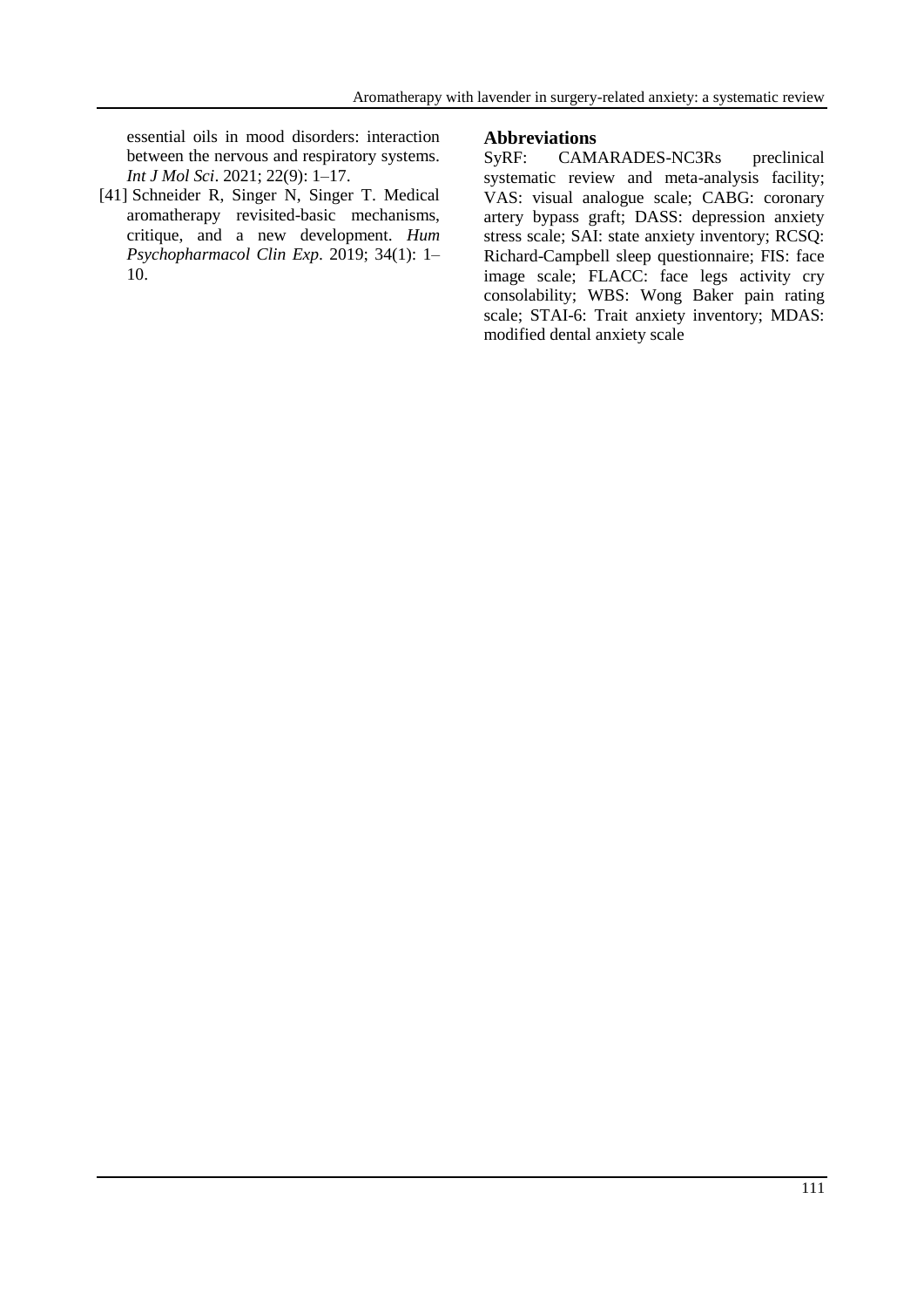essential oils in mood disorders: interaction between the nervous and respiratory systems. *Int J Mol Sci*. 2021; 22(9): 1–17.

[41] Schneider R, Singer N, Singer T. Medical aromatherapy revisited-basic mechanisms, critique, and a new development. *Hum Psychopharmacol Clin Exp*. 2019; 34(1): 1–10.

## Abbreviations

SyRF: CAMARADES-NC3Rs preclinical systematic review and meta-analysis facility; VAS: visual analogue scale; CABG: coronary artery bypass graft; DASS: depression anxiety stress scale; SAI: state anxiety inventory; RCSQ: Richard-Campbell sleep questionnaire; FIS: face image scale; FLACC: face legs activity cry consolability; WBS: Wong Baker pain rating scale; STAI-6: Trait anxiety inventory; MDAS: modified dental anxiety scale